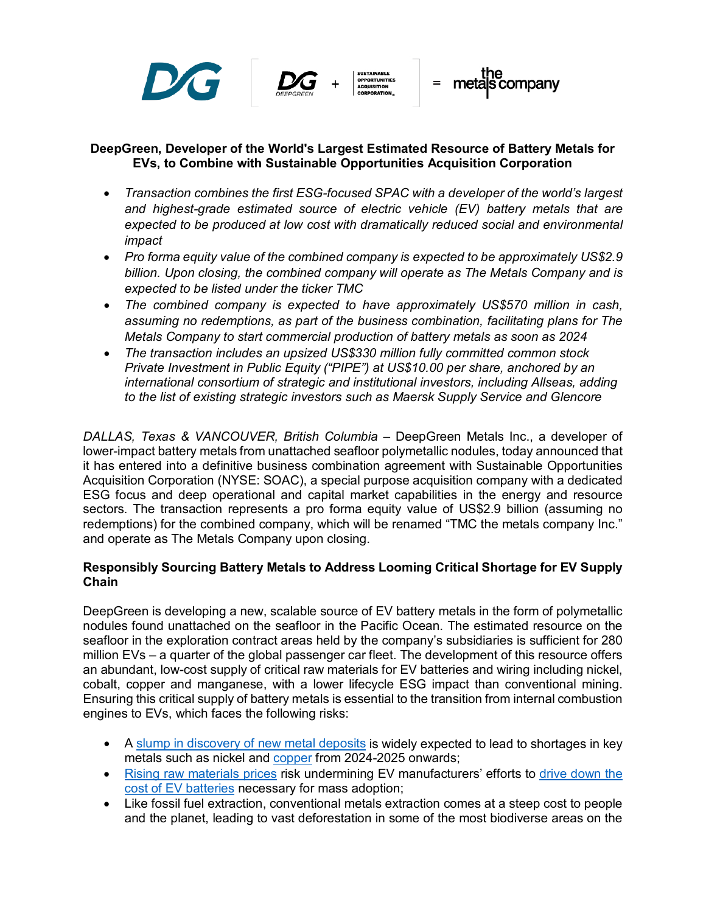**DeepGreen, Developer of the World's Largest Estimated Resource of Battery Metals for EVs, to Combine with Sustainable Opportunities Acquisition Corporation**

- *Transaction combines the first ESG-focused SPAC with a developer of the world's largest and highest-grade estimated source of electric vehicle (EV) battery metals that are expected to be produced at low cost with dramatically reduced social and environmental impact*
- *Pro forma equity value of the combined company is expected to be approximately US$2.9 billion. Upon closing, the combined company will operate as The Metals Company and is expected to be listed under the ticker TMC*
- *The combined company is expected to have approximately US$570 million in cash, assuming no redemptions, as part of the business combination, facilitating plans for The Metals Company to start commercial production of battery metals as soon as 2024*
- *The transaction includes an upsized US$330 million fully committed common stock Private Investment in Public Equity ("PIPE") at US$10.00 per share, anchored by an international consortium of strategic and institutional investors, including Allseas, adding to the list of existing strategic investors such as Maersk Supply Service and Glencore*

*DALLAS, Texas & VANCOUVER, British Columbia* – DeepGreen Metals Inc., a developer of lower-impact battery metals from unattached seafloor polymetallic nodules, today announced that it has entered into a definitive business combination agreement with Sustainable Opportunities Acquisition Corporation (NYSE: SOAC), a special purpose acquisition company with a dedicated ESG focus and deep operational and capital market capabilities in the energy and resource sectors. The transaction represents a pro forma equity value of US$2.9 billion (assuming no redemptions) for the combined company, which will be renamed "TMC the metals company Inc." and operate as The Metals Company upon closing.

**Responsibly Sourcing Battery Metals to Address Looming Critical Shortage for EV Supply Chain**

DeepGreen is developing a new, scalable source of EV battery metals in the form of polymetallic nodules found unattached on the seafloor in the Pacific Ocean. The estimated resource on the seafloor in the exploration contract areas held by the company's subsidiaries is sufficient for 280 million EVs – a quarter of the global passenger car fleet. The development of this resource offers an abundant, low-cost supply of critical raw materials for EV batteries and wiring including nickel, cobalt, copper and manganese, with a lower lifecycle ESG impact than conventional mining. Ensuring this critical supply of battery metals is essential to the transition from internal combustion engines to EVs, which faces the following risks:

- A slump in discovery of new metal deposits is widely expected to lead to shortages in key metals such as nickel and copper from 2024-2025 onwards;
- Rising raw materials prices risk undermining EV manufacturers' efforts to drive down the cost of EV batteries necessary for mass adoption;
- Like fossil fuel extraction, conventional metals extraction comes at a steep cost to people and the planet, leading to vast deforestation in some of the most biodiverse areas on the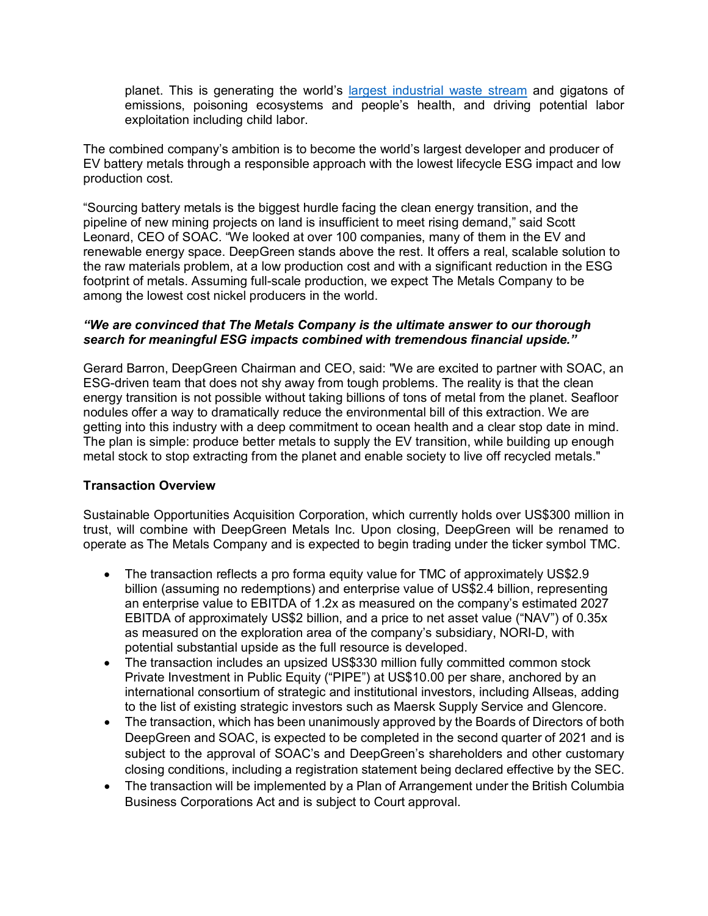planet. This is generating the world's [largest industrial waste stream](#) and gigatons of emissions, poisoning ecosystems and people's health, and driving potential labor exploitation including child labor.

The combined company's ambition is to become the world's largest developer and producer of EV battery metals through a responsible approach with the lowest lifecycle ESG impact and low production cost.

"Sourcing battery metals is the biggest hurdle facing the clean energy transition, and the pipeline of new mining projects on land is insufficient to meet rising demand," said Scott Leonard, CEO of SOAC. "We looked at over 100 companies, many of them in the EV and renewable energy space. DeepGreen stands above the rest. It offers a real, scalable solution to the raw materials problem, at a low production cost and with a significant reduction in the ESG footprint of metals. Assuming full-scale production, we expect The Metals Company to be among the lowest cost nickel producers in the world.

***"We are convinced that The Metals Company is the ultimate answer to our thorough search for meaningful ESG impacts combined with tremendous financial upside."***

Gerard Barron, DeepGreen Chairman and CEO, said: "We are excited to partner with SOAC, an ESG-driven team that does not shy away from tough problems. The reality is that the clean energy transition is not possible without taking billions of tons of metal from the planet. Seafloor nodules offer a way to dramatically reduce the environmental bill of this extraction. We are getting into this industry with a deep commitment to ocean health and a clear stop date in mind. The plan is simple: produce better metals to supply the EV transition, while building up enough metal stock to stop extracting from the planet and enable society to live off recycled metals."

**Transaction Overview**

Sustainable Opportunities Acquisition Corporation, which currently holds over US$300 million in trust, will combine with DeepGreen Metals Inc. Upon closing, DeepGreen will be renamed to operate as The Metals Company and is expected to begin trading under the ticker symbol TMC.

- The transaction reflects a pro forma equity value for TMC of approximately US$2.9 billion (assuming no redemptions) and enterprise value of US$2.4 billion, representing an enterprise value to EBITDA of 1.2x as measured on the company's estimated 2027 EBITDA of approximately US$2 billion, and a price to net asset value ("NAV") of 0.35x as measured on the exploration area of the company's subsidiary, NORI-D, with potential substantial upside as the full resource is developed.
- The transaction includes an upsized US$330 million fully committed common stock Private Investment in Public Equity ("PIPE") at US$10.00 per share, anchored by an international consortium of strategic and institutional investors, including Allseas, adding to the list of existing strategic investors such as Maersk Supply Service and Glencore.
- The transaction, which has been unanimously approved by the Boards of Directors of both DeepGreen and SOAC, is expected to be completed in the second quarter of 2021 and is subject to the approval of SOAC's and DeepGreen's shareholders and other customary closing conditions, including a registration statement being declared effective by the SEC.
- The transaction will be implemented by a Plan of Arrangement under the British Columbia Business Corporations Act and is subject to Court approval.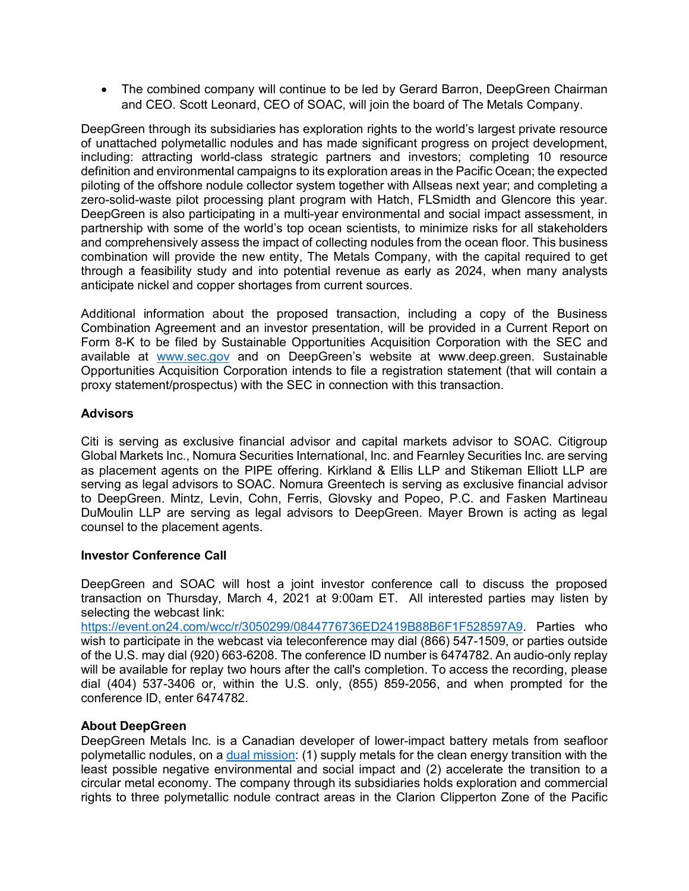- The combined company will continue to be led by Gerard Barron, DeepGreen Chairman and CEO. Scott Leonard, CEO of SOAC, will join the board of The Metals Company.

DeepGreen through its subsidiaries has exploration rights to the world's largest private resource of unattached polymetallic nodules and has made significant progress on project development, including: attracting world-class strategic partners and investors; completing 10 resource definition and environmental campaigns to its exploration areas in the Pacific Ocean; the expected piloting of the offshore nodule collector system together with Allseas next year; and completing a zero-solid-waste pilot processing plant program with Hatch, FLSmidth and Glencore this year. DeepGreen is also participating in a multi-year environmental and social impact assessment, in partnership with some of the world's top ocean scientists, to minimize risks for all stakeholders and comprehensively assess the impact of collecting nodules from the ocean floor. This business combination will provide the new entity, The Metals Company, with the capital required to get through a feasibility study and into potential revenue as early as 2024, when many analysts anticipate nickel and copper shortages from current sources.

Additional information about the proposed transaction, including a copy of the Business Combination Agreement and an investor presentation, will be provided in a Current Report on Form 8-K to be filed by Sustainable Opportunities Acquisition Corporation with the SEC and available at [www.sec.gov](www.sec.gov) and on DeepGreen's website at www.deep.green. Sustainable Opportunities Acquisition Corporation intends to file a registration statement (that will contain a proxy statement/prospectus) with the SEC in connection with this transaction.

**Advisors**

Citi is serving as exclusive financial advisor and capital markets advisor to SOAC. Citigroup Global Markets Inc., Nomura Securities International, Inc. and Fearnley Securities Inc. are serving as placement agents on the PIPE offering. Kirkland & Ellis LLP and Stikeman Elliott LLP are serving as legal advisors to SOAC. Nomura Greentech is serving as exclusive financial advisor to DeepGreen. Mintz, Levin, Cohn, Ferris, Glovsky and Popeo, P.C. and Fasken Martineau DuMoulin LLP are serving as legal advisors to DeepGreen. Mayer Brown is acting as legal counsel to the placement agents.

**Investor Conference Call**

DeepGreen and SOAC will host a joint investor conference call to discuss the proposed transaction on Thursday, March 4, 2021 at 9:00am ET. All interested parties may listen by selecting the webcast link: [https://event.on24.com/wcc/r/3050299/0844776736ED2419B88B6F1F528597A9](https://event.on24.com/wcc/r/3050299/0844776736ED2419B88B6F1F528597A9). Parties who wish to participate in the webcast via teleconference may dial (866) 547-1509, or parties outside of the U.S. may dial (920) 663-6208. The conference ID number is 6474782. An audio-only replay will be available for replay two hours after the call's completion. To access the recording, please dial (404) 537-3406 or, within the U.S. only, (855) 859-2056, and when prompted for the conference ID, enter 6474782.

**About DeepGreen**

DeepGreen Metals Inc. is a Canadian developer of lower-impact battery metals from seafloor polymetallic nodules, on a dual mission: (1) supply metals for the clean energy transition with the least possible negative environmental and social impact and (2) accelerate the transition to a circular metal economy. The company through its subsidiaries holds exploration and commercial rights to three polymetallic nodule contract areas in the Clarion Clipperton Zone of the Pacific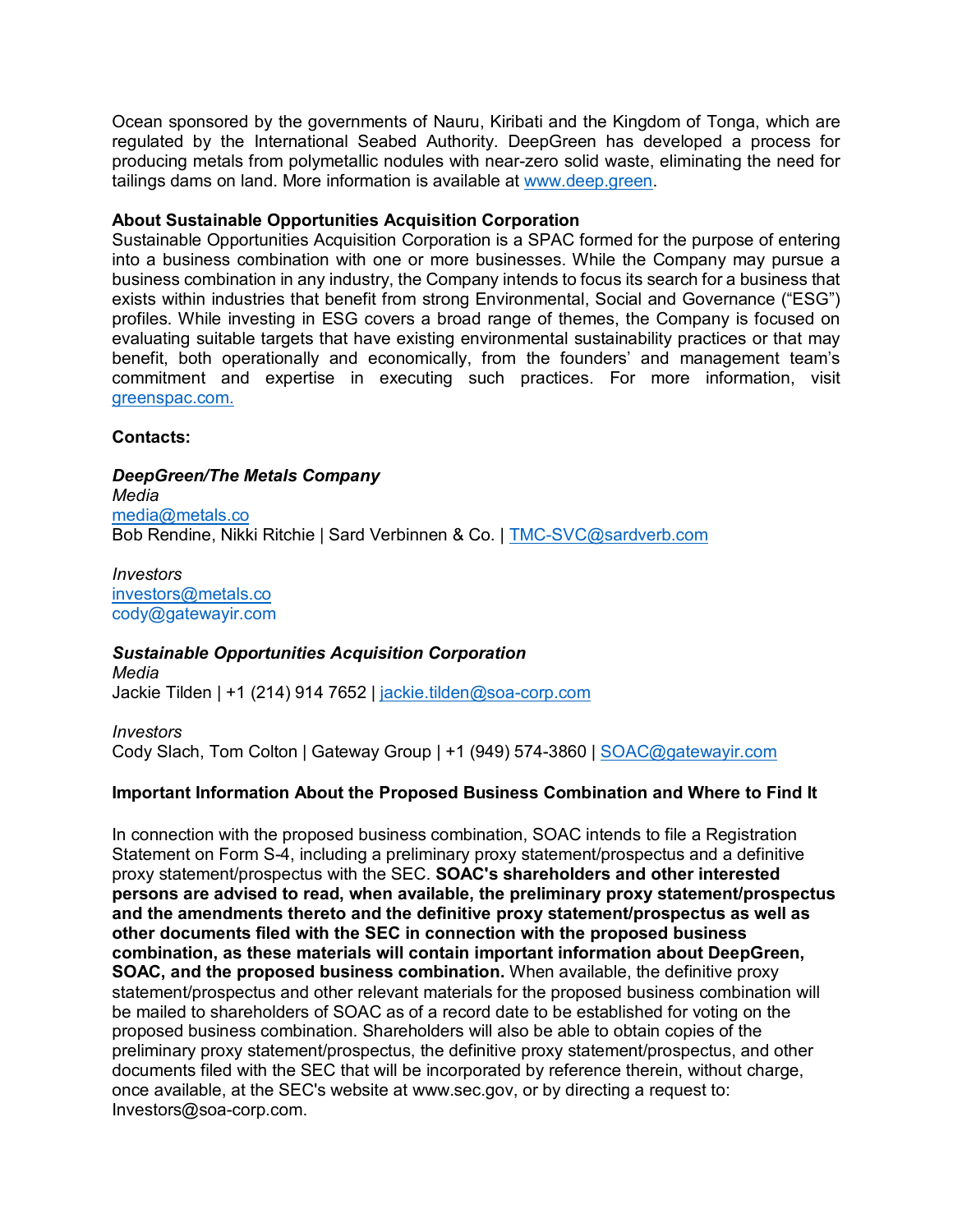Ocean sponsored by the governments of Nauru, Kiribati and the Kingdom of Tonga, which are regulated by the International Seabed Authority. DeepGreen has developed a process for producing metals from polymetallic nodules with near-zero solid waste, eliminating the need for tailings dams on land. More information is available at [www.deep.green](www.deep.green).

**About Sustainable Opportunities Acquisition Corporation**
Sustainable Opportunities Acquisition Corporation is a SPAC formed for the purpose of entering into a business combination with one or more businesses. While the Company may pursue a business combination in any industry, the Company intends to focus its search for a business that exists within industries that benefit from strong Environmental, Social and Governance ("ESG") profiles. While investing in ESG covers a broad range of themes, the Company is focused on evaluating suitable targets that have existing environmental sustainability practices or that may benefit, both operationally and economically, from the founders' and management team's commitment and expertise in executing such practices. For more information, visit [greenspac.com.](greenspac.com)

**Contacts:**

***DeepGreen/The Metals Company***
*Media*
media@metals.co
Bob Rendine, Nikki Ritchie | Sard Verbinnen & Co. | TMC-SVC@sardverb.com

*Investors*
investors@metals.co
cody@gatewayir.com

***Sustainable Opportunities Acquisition Corporation***
*Media*
Jackie Tilden | +1 (214) 914 7652 | jackie.tilden@soa-corp.com

*Investors*
Cody Slach, Tom Colton | Gateway Group | +1 (949) 574-3860 | SOAC@gatewayir.com

**Important Information About the Proposed Business Combination and Where to Find It**

In connection with the proposed business combination, SOAC intends to file a Registration Statement on Form S-4, including a preliminary proxy statement/prospectus and a definitive proxy statement/prospectus with the SEC. **SOAC's shareholders and other interested persons are advised to read, when available, the preliminary proxy statement/prospectus and the amendments thereto and the definitive proxy statement/prospectus as well as other documents filed with the SEC in connection with the proposed business combination, as these materials will contain important information about DeepGreen, SOAC, and the proposed business combination.** When available, the definitive proxy statement/prospectus and other relevant materials for the proposed business combination will be mailed to shareholders of SOAC as of a record date to be established for voting on the proposed business combination. Shareholders will also be able to obtain copies of the preliminary proxy statement/prospectus, the definitive proxy statement/prospectus, and other documents filed with the SEC that will be incorporated by reference therein, without charge, once available, at the SEC's website at www.sec.gov, or by directing a request to: Investors@soa-corp.com.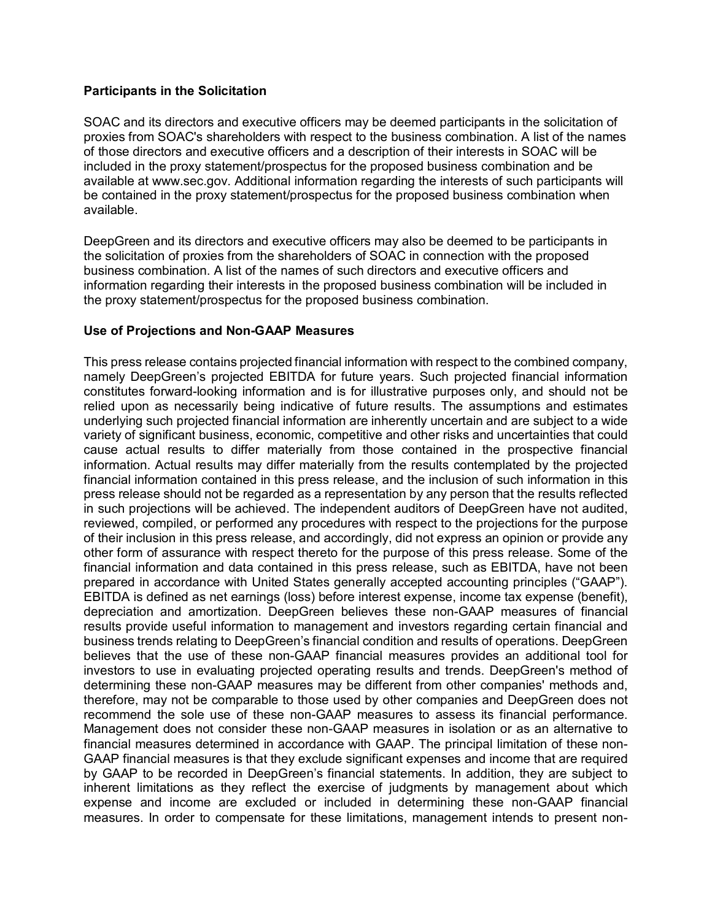**Participants in the Solicitation**

SOAC and its directors and executive officers may be deemed participants in the solicitation of proxies from SOAC's shareholders with respect to the business combination. A list of the names of those directors and executive officers and a description of their interests in SOAC will be included in the proxy statement/prospectus for the proposed business combination and be available at www.sec.gov. Additional information regarding the interests of such participants will be contained in the proxy statement/prospectus for the proposed business combination when available.

DeepGreen and its directors and executive officers may also be deemed to be participants in the solicitation of proxies from the shareholders of SOAC in connection with the proposed business combination. A list of the names of such directors and executive officers and information regarding their interests in the proposed business combination will be included in the proxy statement/prospectus for the proposed business combination.

**Use of Projections and Non-GAAP Measures**

This press release contains projected financial information with respect to the combined company, namely DeepGreen's projected EBITDA for future years. Such projected financial information constitutes forward-looking information and is for illustrative purposes only, and should not be relied upon as necessarily being indicative of future results. The assumptions and estimates underlying such projected financial information are inherently uncertain and are subject to a wide variety of significant business, economic, competitive and other risks and uncertainties that could cause actual results to differ materially from those contained in the prospective financial information. Actual results may differ materially from the results contemplated by the projected financial information contained in this press release, and the inclusion of such information in this press release should not be regarded as a representation by any person that the results reflected in such projections will be achieved. The independent auditors of DeepGreen have not audited, reviewed, compiled, or performed any procedures with respect to the projections for the purpose of their inclusion in this press release, and accordingly, did not express an opinion or provide any other form of assurance with respect thereto for the purpose of this press release. Some of the financial information and data contained in this press release, such as EBITDA, have not been prepared in accordance with United States generally accepted accounting principles ("GAAP"). EBITDA is defined as net earnings (loss) before interest expense, income tax expense (benefit), depreciation and amortization. DeepGreen believes these non-GAAP measures of financial results provide useful information to management and investors regarding certain financial and business trends relating to DeepGreen's financial condition and results of operations. DeepGreen believes that the use of these non-GAAP financial measures provides an additional tool for investors to use in evaluating projected operating results and trends. DeepGreen's method of determining these non-GAAP measures may be different from other companies' methods and, therefore, may not be comparable to those used by other companies and DeepGreen does not recommend the sole use of these non-GAAP measures to assess its financial performance. Management does not consider these non-GAAP measures in isolation or as an alternative to financial measures determined in accordance with GAAP. The principal limitation of these non-GAAP financial measures is that they exclude significant expenses and income that are required by GAAP to be recorded in DeepGreen's financial statements. In addition, they are subject to inherent limitations as they reflect the exercise of judgments by management about which expense and income are excluded or included in determining these non-GAAP financial measures. In order to compensate for these limitations, management intends to present non-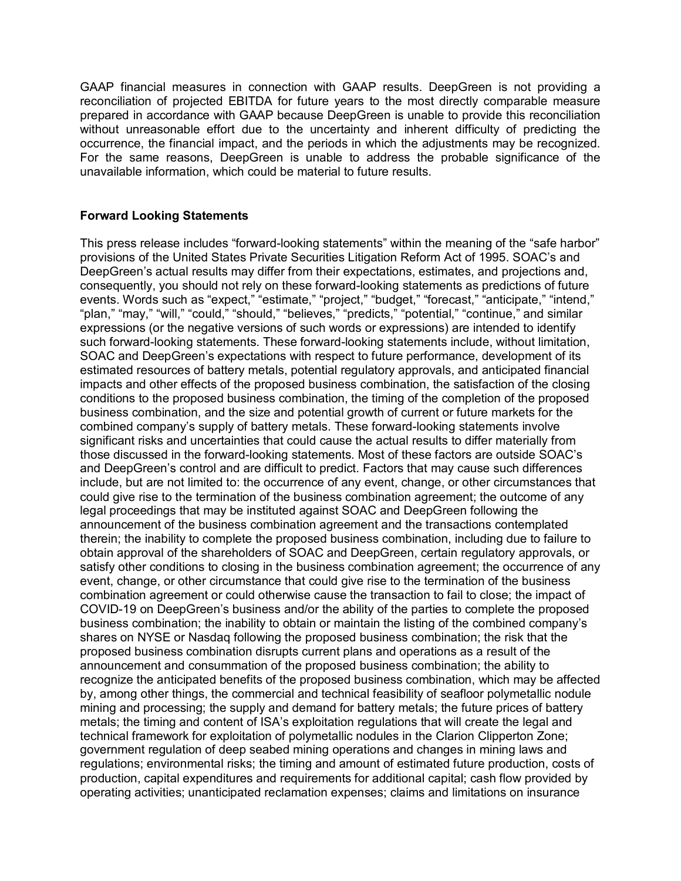GAAP financial measures in connection with GAAP results. DeepGreen is not providing a reconciliation of projected EBITDA for future years to the most directly comparable measure prepared in accordance with GAAP because DeepGreen is unable to provide this reconciliation without unreasonable effort due to the uncertainty and inherent difficulty of predicting the occurrence, the financial impact, and the periods in which the adjustments may be recognized. For the same reasons, DeepGreen is unable to address the probable significance of the unavailable information, which could be material to future results.

**Forward Looking Statements**

This press release includes "forward-looking statements" within the meaning of the "safe harbor" provisions of the United States Private Securities Litigation Reform Act of 1995. SOAC's and DeepGreen's actual results may differ from their expectations, estimates, and projections and, consequently, you should not rely on these forward-looking statements as predictions of future events. Words such as "expect," "estimate," "project," "budget," "forecast," "anticipate," "intend," "plan," "may," "will," "could," "should," "believes," "predicts," "potential," "continue," and similar expressions (or the negative versions of such words or expressions) are intended to identify such forward-looking statements. These forward-looking statements include, without limitation, SOAC and DeepGreen's expectations with respect to future performance, development of its estimated resources of battery metals, potential regulatory approvals, and anticipated financial impacts and other effects of the proposed business combination, the satisfaction of the closing conditions to the proposed business combination, the timing of the completion of the proposed business combination, and the size and potential growth of current or future markets for the combined company's supply of battery metals. These forward-looking statements involve significant risks and uncertainties that could cause the actual results to differ materially from those discussed in the forward-looking statements. Most of these factors are outside SOAC's and DeepGreen's control and are difficult to predict. Factors that may cause such differences include, but are not limited to: the occurrence of any event, change, or other circumstances that could give rise to the termination of the business combination agreement; the outcome of any legal proceedings that may be instituted against SOAC and DeepGreen following the announcement of the business combination agreement and the transactions contemplated therein; the inability to complete the proposed business combination, including due to failure to obtain approval of the shareholders of SOAC and DeepGreen, certain regulatory approvals, or satisfy other conditions to closing in the business combination agreement; the occurrence of any event, change, or other circumstance that could give rise to the termination of the business combination agreement or could otherwise cause the transaction to fail to close; the impact of COVID-19 on DeepGreen's business and/or the ability of the parties to complete the proposed business combination; the inability to obtain or maintain the listing of the combined company's shares on NYSE or Nasdaq following the proposed business combination; the risk that the proposed business combination disrupts current plans and operations as a result of the announcement and consummation of the proposed business combination; the ability to recognize the anticipated benefits of the proposed business combination, which may be affected by, among other things, the commercial and technical feasibility of seafloor polymetallic nodule mining and processing; the supply and demand for battery metals; the future prices of battery metals; the timing and content of ISA's exploitation regulations that will create the legal and technical framework for exploitation of polymetallic nodules in the Clarion Clipperton Zone; government regulation of deep seabed mining operations and changes in mining laws and regulations; environmental risks; the timing and amount of estimated future production, costs of production, capital expenditures and requirements for additional capital; cash flow provided by operating activities; unanticipated reclamation expenses; claims and limitations on insurance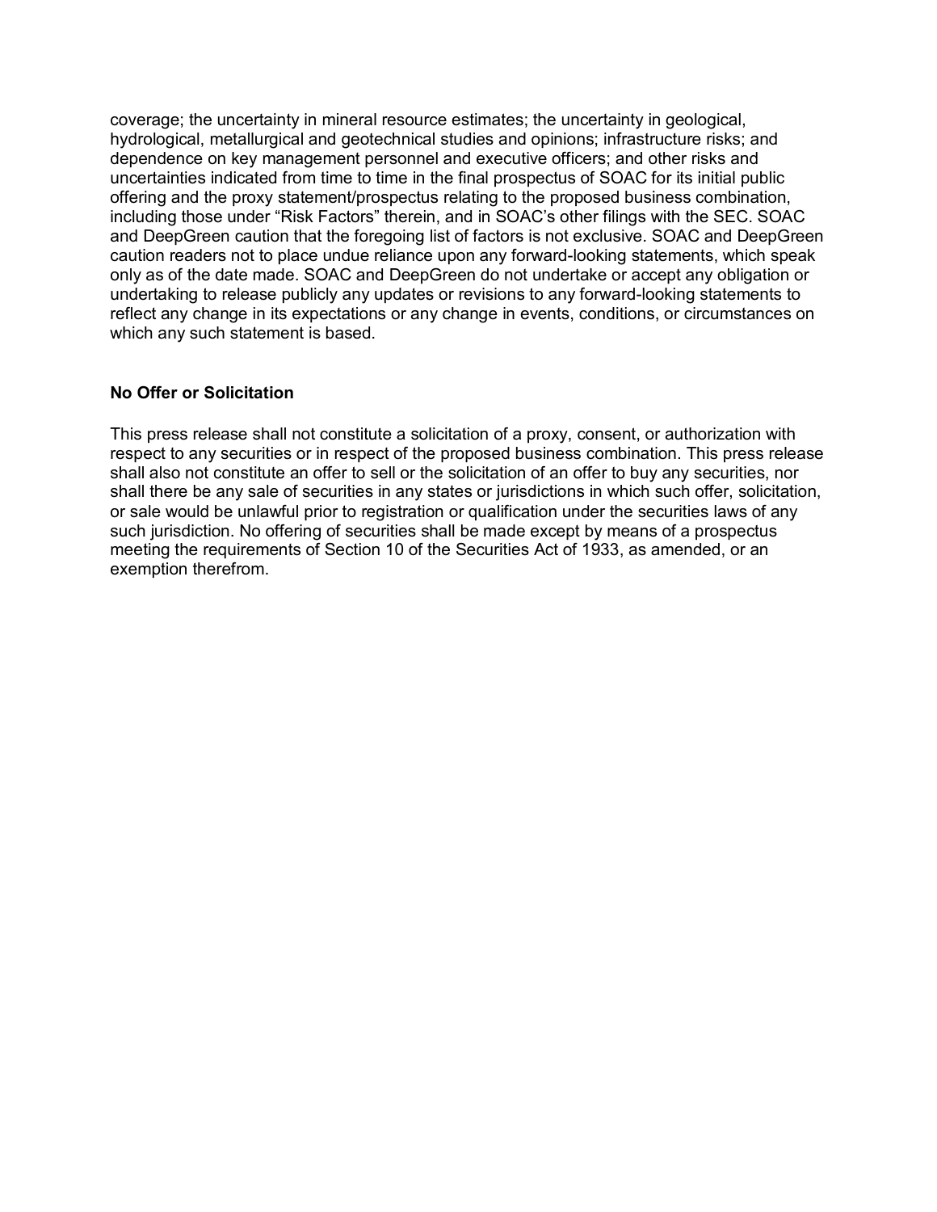coverage; the uncertainty in mineral resource estimates; the uncertainty in geological, hydrological, metallurgical and geotechnical studies and opinions; infrastructure risks; and dependence on key management personnel and executive officers; and other risks and uncertainties indicated from time to time in the final prospectus of SOAC for its initial public offering and the proxy statement/prospectus relating to the proposed business combination, including those under "Risk Factors" therein, and in SOAC's other filings with the SEC. SOAC and DeepGreen caution that the foregoing list of factors is not exclusive. SOAC and DeepGreen caution readers not to place undue reliance upon any forward-looking statements, which speak only as of the date made. SOAC and DeepGreen do not undertake or accept any obligation or undertaking to release publicly any updates or revisions to any forward-looking statements to reflect any change in its expectations or any change in events, conditions, or circumstances on which any such statement is based.

**No Offer or Solicitation**

This press release shall not constitute a solicitation of a proxy, consent, or authorization with respect to any securities or in respect of the proposed business combination. This press release shall also not constitute an offer to sell or the solicitation of an offer to buy any securities, nor shall there be any sale of securities in any states or jurisdictions in which such offer, solicitation, or sale would be unlawful prior to registration or qualification under the securities laws of any such jurisdiction. No offering of securities shall be made except by means of a prospectus meeting the requirements of Section 10 of the Securities Act of 1933, as amended, or an exemption therefrom.